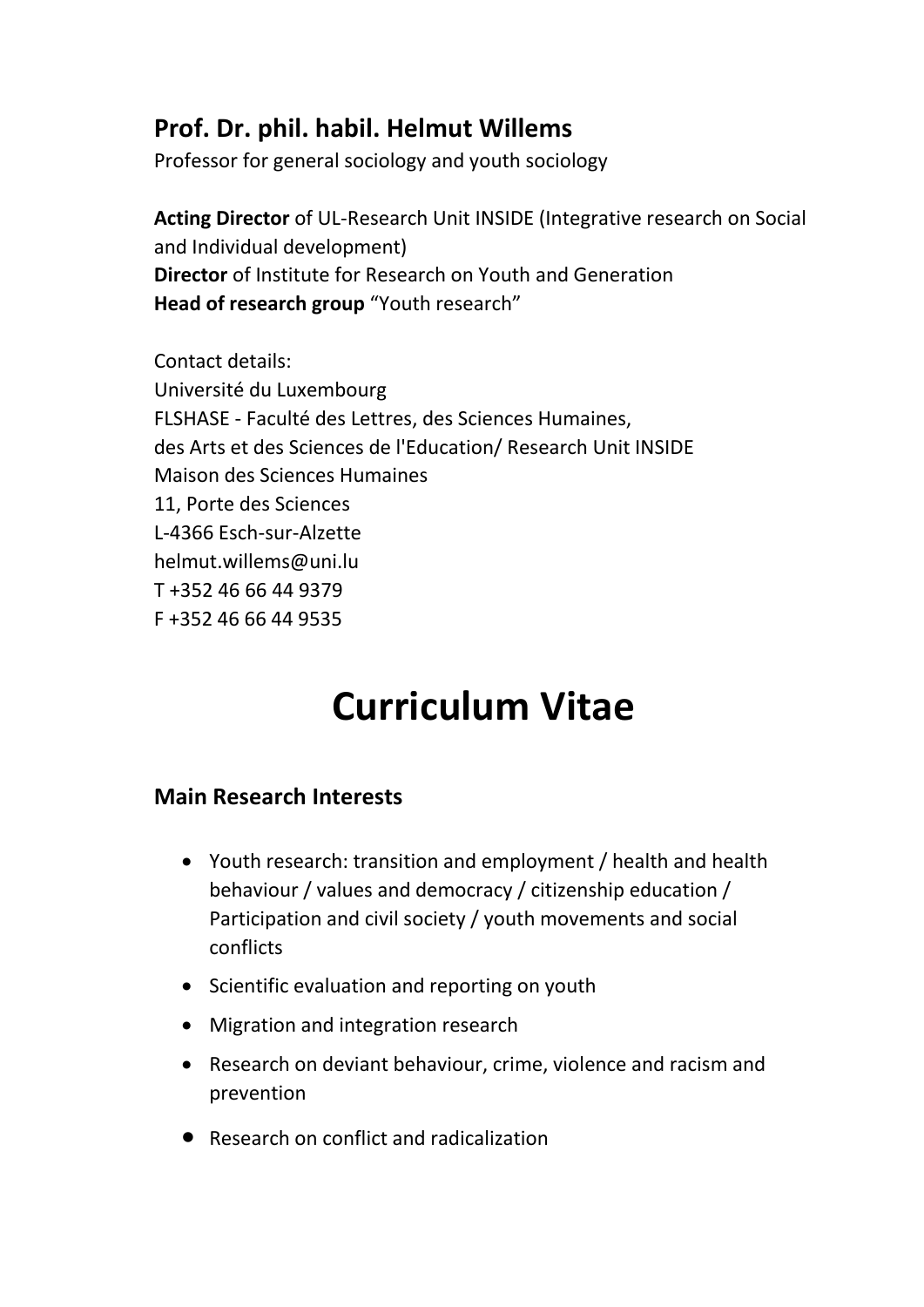**Prof. Dr. phil. habil. Helmut Willems**

Professor for general sociology and youth sociology

**Acting Director** of UL-Research Unit INSIDE (Integrative research on Social and Individual development)
**Director** of Institute for Research on Youth and Generation
**Head of research group** "Youth research"

Contact details:
Université du Luxembourg
FLSHASE - Faculté des Lettres, des Sciences Humaines,
des Arts et des Sciences de l'Education/ Research Unit INSIDE
Maison des Sciences Humaines
11, Porte des Sciences
L-4366 Esch-sur-Alzette
helmut.willems@uni.lu
T +352 46 66 44 9379
F +352 46 66 44 9535

# Curriculum Vitae

## Main Research Interests

- Youth research: transition and employment / health and health behaviour / values and democracy / citizenship education / Participation and civil society / youth movements and social conflicts
- Scientific evaluation and reporting on youth
- Migration and integration research
- Research on deviant behaviour, crime, violence and racism and prevention
- Research on conflict and radicalization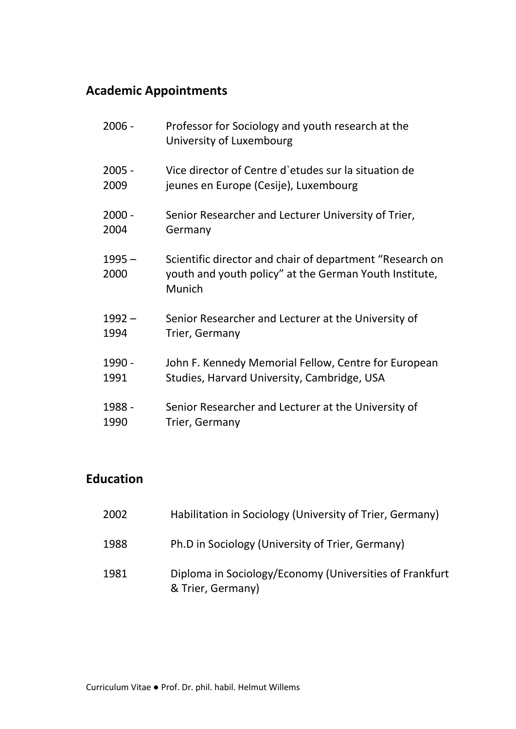## Academic Appointments

| | |
|---|---|
| 2006 - | Professor for Sociology and youth research at the University of Luxembourg |
| 2005 - 2009 | Vice director of Centre d`etudes sur la situation de jeunes en Europe (Cesije), Luxembourg |
| 2000 - 2004 | Senior Researcher and Lecturer University of Trier, Germany |
| 1995 – 2000 | Scientific director and chair of department "Research on youth and youth policy" at the German Youth Institute, Munich |
| 1992 – 1994 | Senior Researcher and Lecturer at the University of Trier, Germany |
| 1990 - 1991 | John F. Kennedy Memorial Fellow, Centre for European Studies, Harvard University, Cambridge, USA |
| 1988 - 1990 | Senior Researcher and Lecturer at the University of Trier, Germany |

## Education

| | |
|---|---|
| 2002 | Habilitation in Sociology (University of Trier, Germany) |
| 1988 | Ph.D in Sociology (University of Trier, Germany) |
| 1981 | Diploma in Sociology/Economy (Universities of Frankfurt & Trier, Germany) |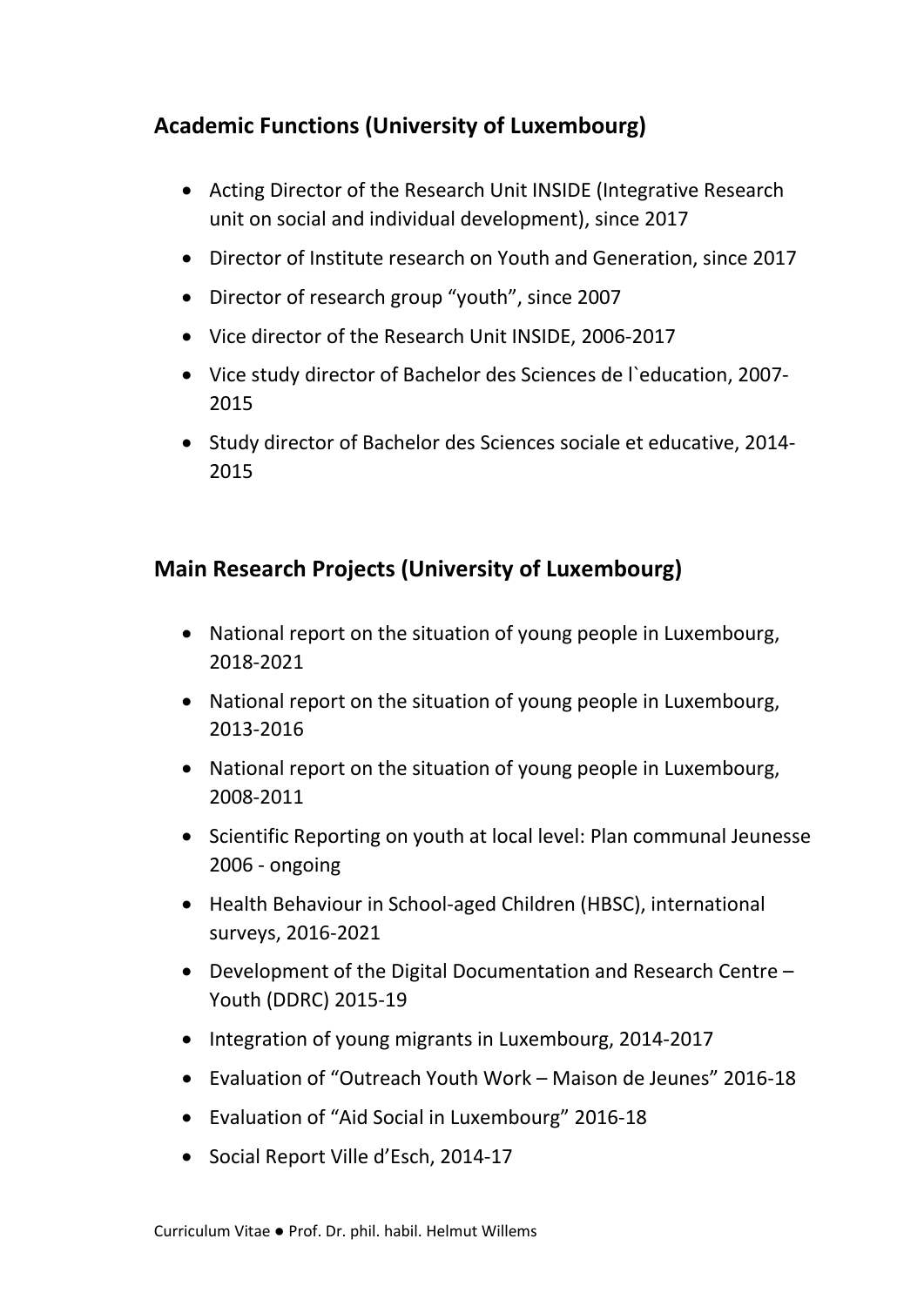## Academic Functions (University of Luxembourg)

- Acting Director of the Research Unit INSIDE (Integrative Research unit on social and individual development), since 2017
- Director of Institute research on Youth and Generation, since 2017
- Director of research group "youth", since 2007
- Vice director of the Research Unit INSIDE, 2006-2017
- Vice study director of Bachelor des Sciences de l`education, 2007-2015
- Study director of Bachelor des Sciences sociale et educative, 2014-2015

## Main Research Projects (University of Luxembourg)

- National report on the situation of young people in Luxembourg, 2018-2021
- National report on the situation of young people in Luxembourg, 2013-2016
- National report on the situation of young people in Luxembourg, 2008-2011
- Scientific Reporting on youth at local level: Plan communal Jeunesse 2006 - ongoing
- Health Behaviour in School-aged Children (HBSC), international surveys, 2016-2021
- Development of the Digital Documentation and Research Centre – Youth (DDRC) 2015-19
- Integration of young migrants in Luxembourg, 2014-2017
- Evaluation of "Outreach Youth Work – Maison de Jeunes" 2016-18
- Evaluation of "Aid Social in Luxembourg" 2016-18
- Social Report Ville d'Esch, 2014-17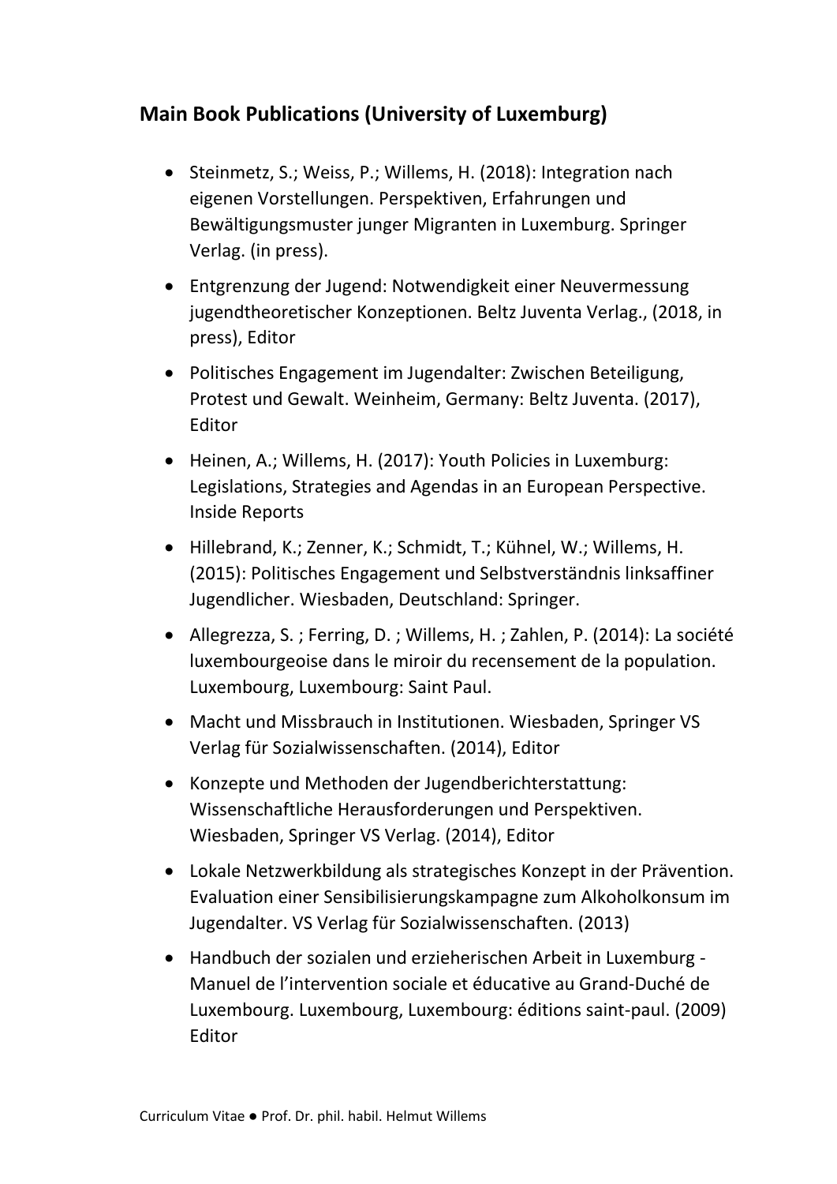## Main Book Publications (University of Luxemburg)

- Steinmetz, S.; Weiss, P.; Willems, H. (2018): Integration nach eigenen Vorstellungen. Perspektiven, Erfahrungen und Bewältigungsmuster junger Migranten in Luxemburg. Springer Verlag. (in press).
- Entgrenzung der Jugend: Notwendigkeit einer Neuvermessung jugendtheoretischer Konzeptionen. Beltz Juventa Verlag., (2018, in press), Editor
- Politisches Engagement im Jugendalter: Zwischen Beteiligung, Protest und Gewalt. Weinheim, Germany: Beltz Juventa. (2017), Editor
- Heinen, A.; Willems, H. (2017): Youth Policies in Luxemburg: Legislations, Strategies and Agendas in an European Perspective. Inside Reports
- Hillebrand, K.; Zenner, K.; Schmidt, T.; Kühnel, W.; Willems, H. (2015): Politisches Engagement und Selbstverständnis linksaffiner Jugendlicher. Wiesbaden, Deutschland: Springer.
- Allegrezza, S. ; Ferring, D. ; Willems, H. ; Zahlen, P. (2014): La société luxembourgeoise dans le miroir du recensement de la population. Luxembourg, Luxembourg: Saint Paul.
- Macht und Missbrauch in Institutionen. Wiesbaden, Springer VS Verlag für Sozialwissenschaften. (2014), Editor
- Konzepte und Methoden der Jugendberichterstattung: Wissenschaftliche Herausforderungen und Perspektiven. Wiesbaden, Springer VS Verlag. (2014), Editor
- Lokale Netzwerkbildung als strategisches Konzept in der Prävention. Evaluation einer Sensibilisierungskampagne zum Alkoholkonsum im Jugendalter. VS Verlag für Sozialwissenschaften. (2013)
- Handbuch der sozialen und erzieherischen Arbeit in Luxemburg - Manuel de l'intervention sociale et éducative au Grand-Duché de Luxembourg. Luxembourg, Luxembourg: éditions saint-paul. (2009) Editor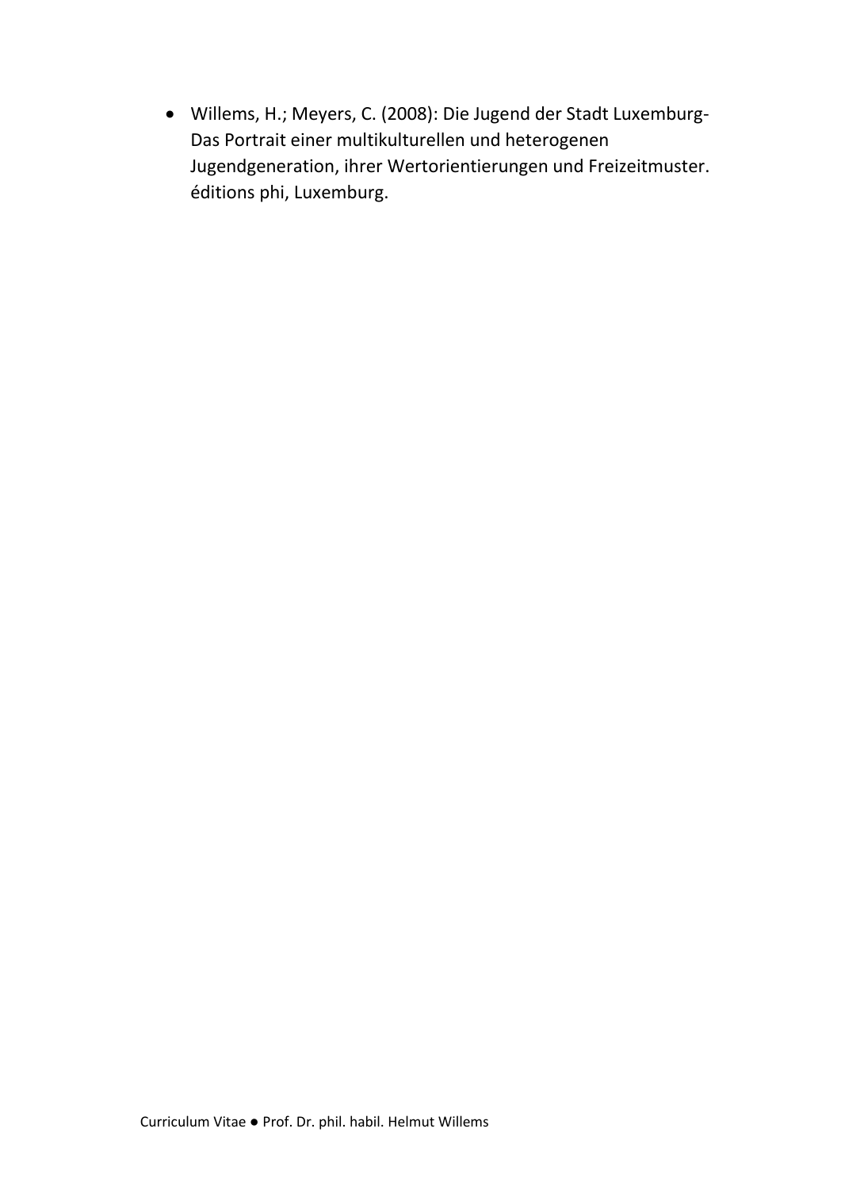- Willems, H.; Meyers, C. (2008): Die Jugend der Stadt Luxemburg- Das Portrait einer multikulturellen und heterogenen Jugendgeneration, ihrer Wertorientierungen und Freizeitmuster. éditions phi, Luxemburg.